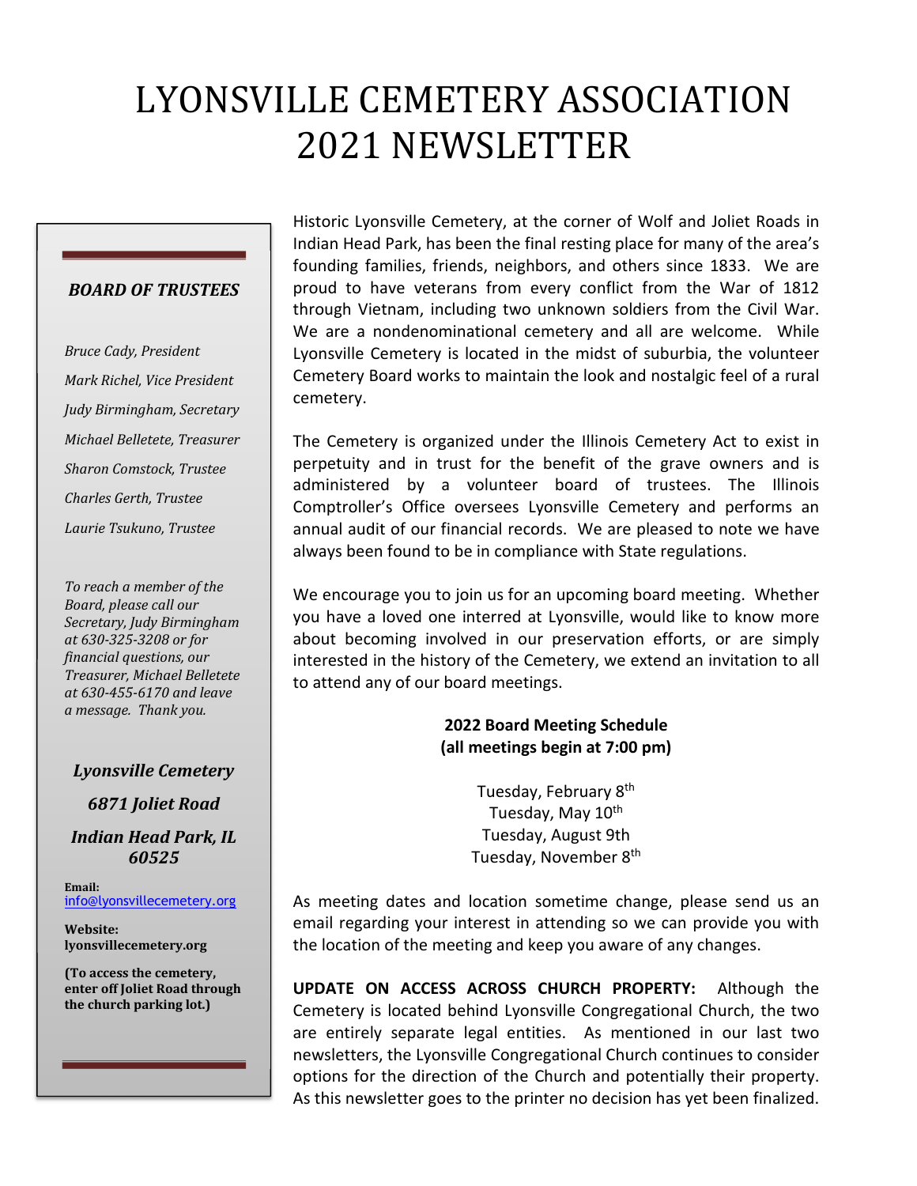# LYONSVILLE CEMETERY ASSOCIATION 2021 NEWSLETTER

***BOARD OF TRUSTEES***

*Bruce Cady, President*

*Mark Richel, Vice President*

*Judy Birmingham, Secretary*

*Michael Belletete, Treasurer*

*Sharon Comstock, Trustee*

*Charles Gerth, Trustee*

*Laurie Tsukuno, Trustee*

*To reach a member of the Board, please call our Secretary, Judy Birmingham at 630-325-3208 or for financial questions, our Treasurer, Michael Belletete at 630-455-6170 and leave a message. Thank you.*

***Lyonsville Cemetery***

***6871 Joliet Road***

***Indian Head Park, IL 60525***

**Email:** info@lyonsvillecemetery.org

**Website:** **lyonsvillecemetery.org**

**(To access the cemetery, enter off Joliet Road through the church parking lot.)**

Historic Lyonsville Cemetery, at the corner of Wolf and Joliet Roads in Indian Head Park, has been the final resting place for many of the area's founding families, friends, neighbors, and others since 1833. We are proud to have veterans from every conflict from the War of 1812 through Vietnam, including two unknown soldiers from the Civil War. We are a nondenominational cemetery and all are welcome. While Lyonsville Cemetery is located in the midst of suburbia, the volunteer Cemetery Board works to maintain the look and nostalgic feel of a rural cemetery.

The Cemetery is organized under the Illinois Cemetery Act to exist in perpetuity and in trust for the benefit of the grave owners and is administered by a volunteer board of trustees. The Illinois Comptroller's Office oversees Lyonsville Cemetery and performs an annual audit of our financial records. We are pleased to note we have always been found to be in compliance with State regulations.

We encourage you to join us for an upcoming board meeting. Whether you have a loved one interred at Lyonsville, would like to know more about becoming involved in our preservation efforts, or are simply interested in the history of the Cemetery, we extend an invitation to all to attend any of our board meetings.

**2022 Board Meeting Schedule**
**(all meetings begin at 7:00 pm)**

Tuesday, February 8th
Tuesday, May 10th
Tuesday, August 9th
Tuesday, November 8th

As meeting dates and location sometime change, please send us an email regarding your interest in attending so we can provide you with the location of the meeting and keep you aware of any changes.

**UPDATE ON ACCESS ACROSS CHURCH PROPERTY:** Although the Cemetery is located behind Lyonsville Congregational Church, the two are entirely separate legal entities. As mentioned in our last two newsletters, the Lyonsville Congregational Church continues to consider options for the direction of the Church and potentially their property. As this newsletter goes to the printer no decision has yet been finalized.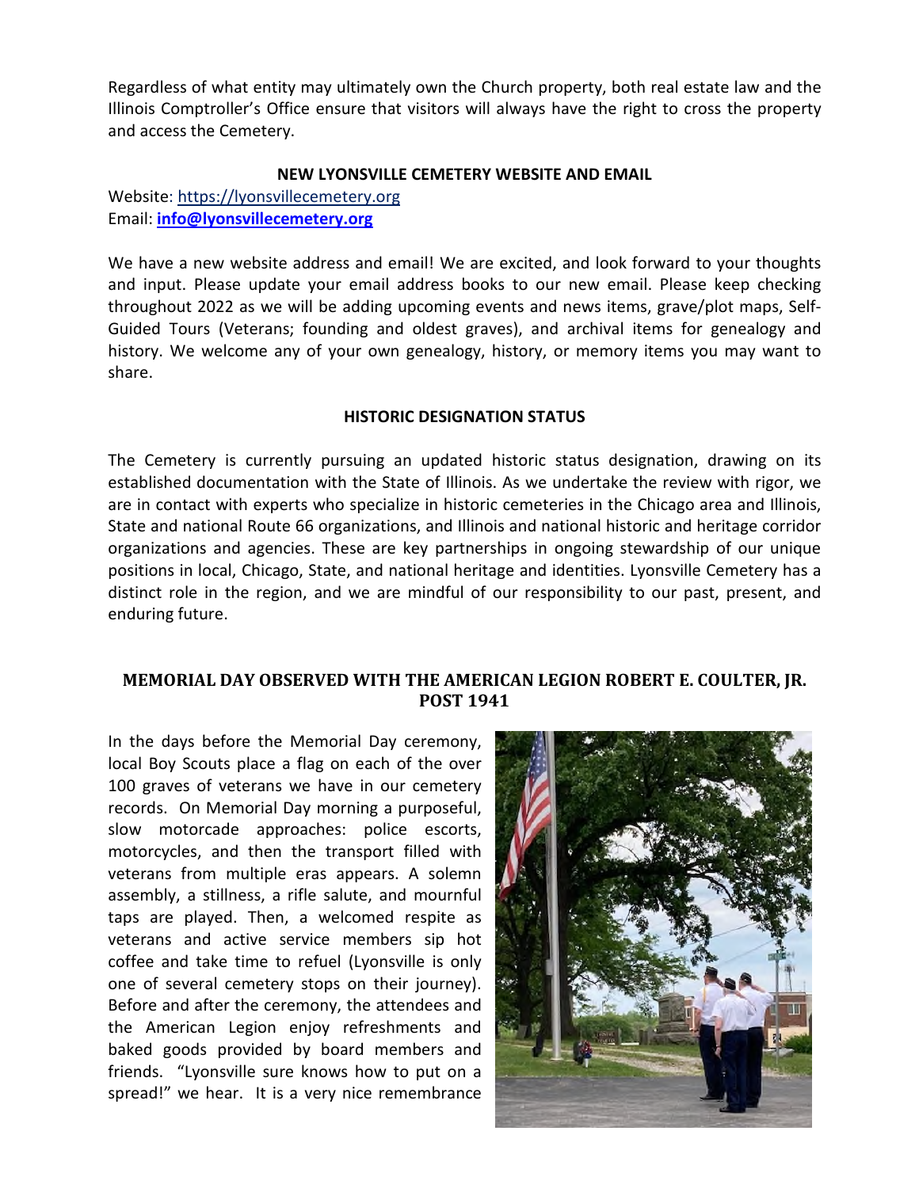Regardless of what entity may ultimately own the Church property, both real estate law and the Illinois Comptroller's Office ensure that visitors will always have the right to cross the property and access the Cemetery.

## NEW LYONSVILLE CEMETERY WEBSITE AND EMAIL

Website: https://lyonsvillecemetery.org
Email: **info@lyonsvillecemetery.org**

We have a new website address and email! We are excited, and look forward to your thoughts and input. Please update your email address books to our new email. Please keep checking throughout 2022 as we will be adding upcoming events and news items, grave/plot maps, Self-Guided Tours (Veterans; founding and oldest graves), and archival items for genealogy and history. We welcome any of your own genealogy, history, or memory items you may want to share.

## HISTORIC DESIGNATION STATUS

The Cemetery is currently pursuing an updated historic status designation, drawing on its established documentation with the State of Illinois. As we undertake the review with rigor, we are in contact with experts who specialize in historic cemeteries in the Chicago area and Illinois, State and national Route 66 organizations, and Illinois and national historic and heritage corridor organizations and agencies. These are key partnerships in ongoing stewardship of our unique positions in local, Chicago, State, and national heritage and identities. Lyonsville Cemetery has a distinct role in the region, and we are mindful of our responsibility to our past, present, and enduring future.

## MEMORIAL DAY OBSERVED WITH THE AMERICAN LEGION ROBERT E. COULTER, JR. POST 1941

In the days before the Memorial Day ceremony, local Boy Scouts place a flag on each of the over 100 graves of veterans we have in our cemetery records. On Memorial Day morning a purposeful, slow motorcade approaches: police escorts, motorcycles, and then the transport filled with veterans from multiple eras appears. A solemn assembly, a stillness, a rifle salute, and mournful taps are played. Then, a welcomed respite as veterans and active service members sip hot coffee and take time to refuel (Lyonsville is only one of several cemetery stops on their journey). Before and after the ceremony, the attendees and the American Legion enjoy refreshments and baked goods provided by board members and friends. "Lyonsville sure knows how to put on a spread!" we hear. It is a very nice remembrance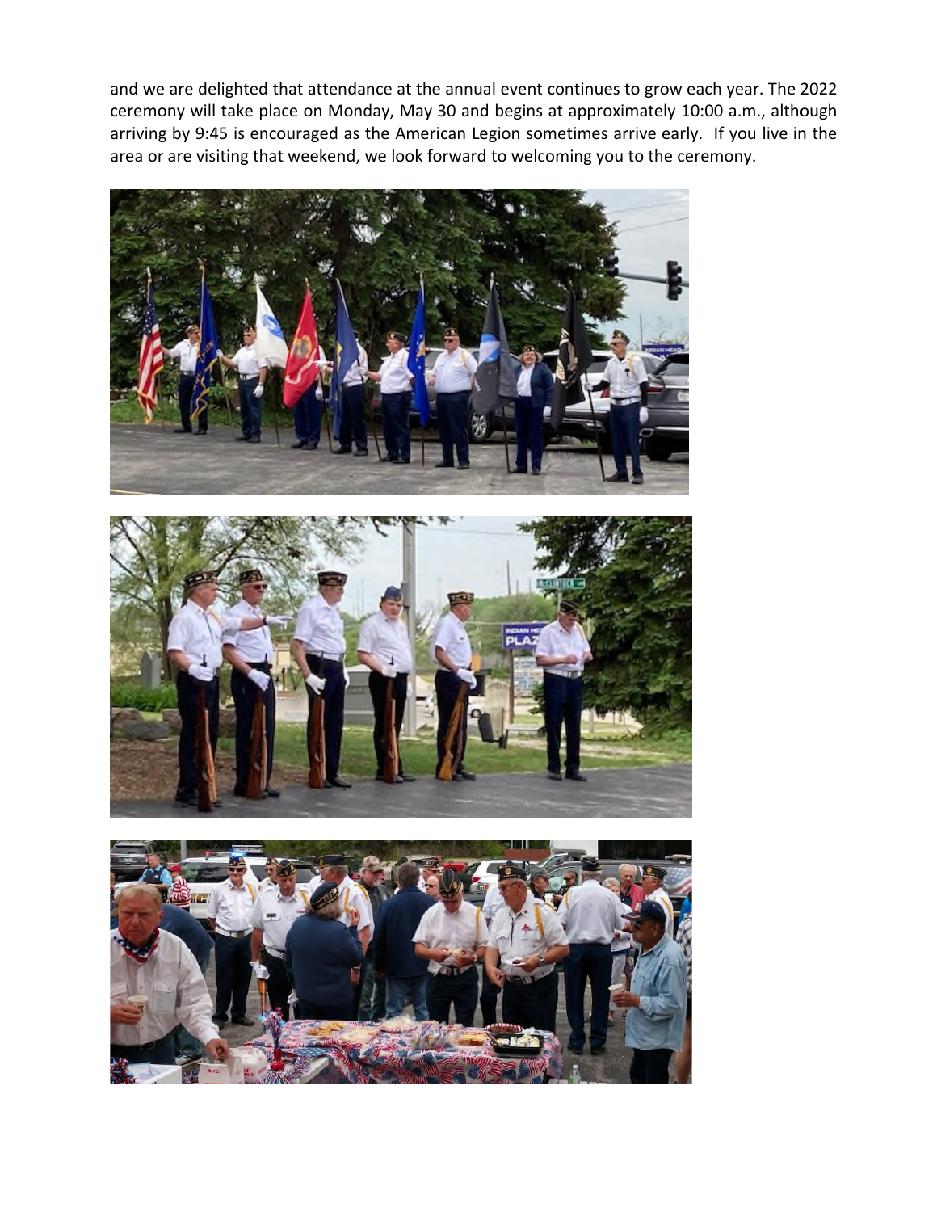and we are delighted that attendance at the annual event continues to grow each year. The 2022 ceremony will take place on Monday, May 30 and begins at approximately 10:00 a.m., although arriving by 9:45 is encouraged as the American Legion sometimes arrive early. If you live in the area or are visiting that weekend, we look forward to welcoming you to the ceremony.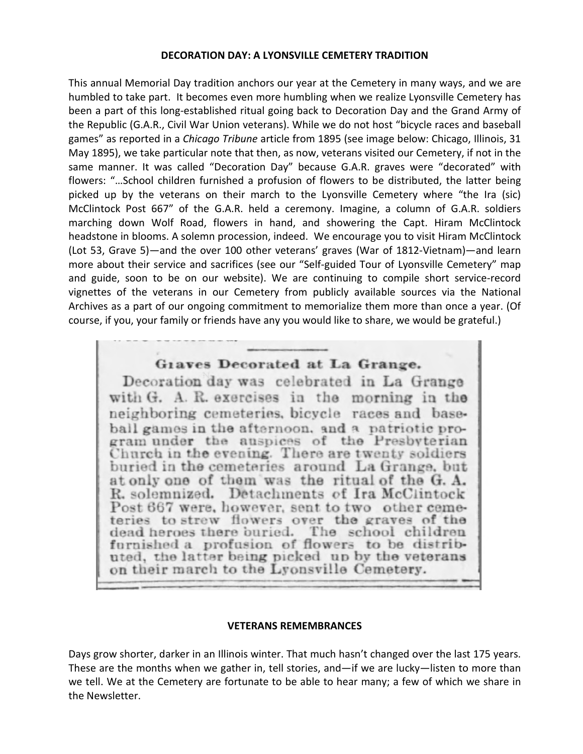## DECORATION DAY: A LYONSVILLE CEMETERY TRADITION

This annual Memorial Day tradition anchors our year at the Cemetery in many ways, and we are humbled to take part. It becomes even more humbling when we realize Lyonsville Cemetery has been a part of this long-established ritual going back to Decoration Day and the Grand Army of the Republic (G.A.R., Civil War Union veterans). While we do not host "bicycle races and baseball games" as reported in a *Chicago Tribune* article from 1895 (see image below: Chicago, Illinois, 31 May 1895), we take particular note that then, as now, veterans visited our Cemetery, if not in the same manner. It was called "Decoration Day" because G.A.R. graves were "decorated" with flowers: "…School children furnished a profusion of flowers to be distributed, the latter being picked up by the veterans on their march to the Lyonsville Cemetery where "the Ira (sic) McClintock Post 667" of the G.A.R. held a ceremony. Imagine, a column of G.A.R. soldiers marching down Wolf Road, flowers in hand, and showering the Capt. Hiram McClintock headstone in blooms. A solemn procession, indeed. We encourage you to visit Hiram McClintock (Lot 53, Grave 5)—and the over 100 other veterans' graves (War of 1812-Vietnam)—and learn more about their service and sacrifices (see our "Self-guided Tour of Lyonsville Cemetery" map and guide, soon to be on our website). We are continuing to compile short service-record vignettes of the veterans in our Cemetery from publicly available sources via the National Archives as a part of our ongoing commitment to memorialize them more than once a year. (Of course, if you, your family or friends have any you would like to share, we would be grateful.)

### Graves Decorated at La Grange.

Decoration day was celebrated in La Grange with G. A. R. exercises in the morning in the neighboring cemeteries, bicycle races and baseball games in the afternoon, and a patriotic program under the auspices of the Presbyterian Church in the evening. There are twenty soldiers buried in the cemeteries around La Grange, but at only one of them was the ritual of the G. A. R. solemnized. Detachments of Ira McClintock Post 667 were, however, sent to two other cemeteries to strew flowers over the graves of the dead heroes there buried. The school children furnished a profusion of flowers to be distributed, the latter being picked up by the veterans on their march to the Lyonsville Cemetery.

## VETERANS REMEMBRANCES

Days grow shorter, darker in an Illinois winter. That much hasn't changed over the last 175 years. These are the months when we gather in, tell stories, and—if we are lucky—listen to more than we tell. We at the Cemetery are fortunate to be able to hear many; a few of which we share in the Newsletter.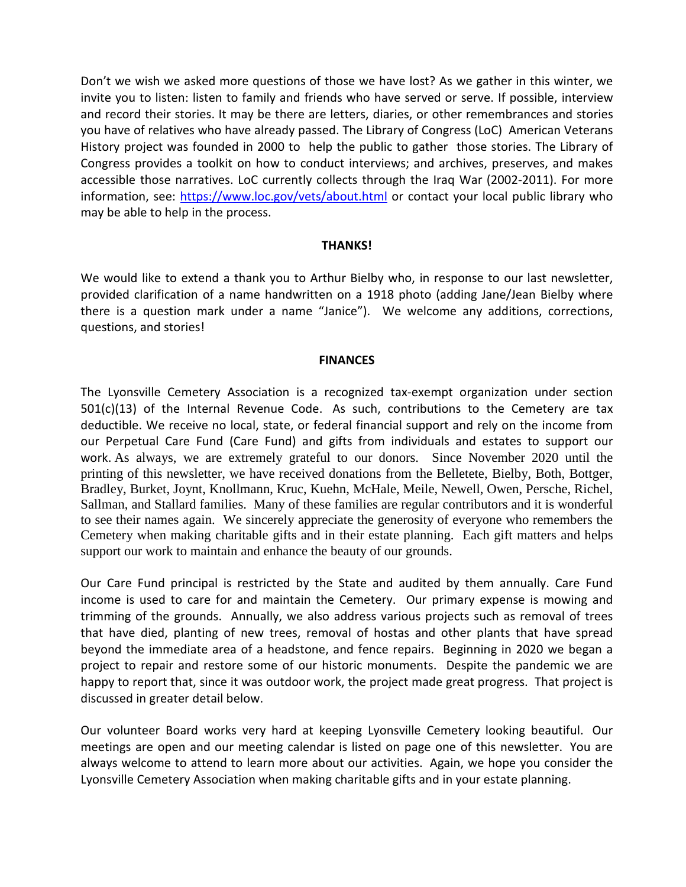Don't we wish we asked more questions of those we have lost? As we gather in this winter, we invite you to listen: listen to family and friends who have served or serve. If possible, interview and record their stories. It may be there are letters, diaries, or other remembrances and stories you have of relatives who have already passed. The Library of Congress (LoC) American Veterans History project was founded in 2000 to help the public to gather those stories. The Library of Congress provides a toolkit on how to conduct interviews; and archives, preserves, and makes accessible those narratives. LoC currently collects through the Iraq War (2002-2011). For more information, see: https://www.loc.gov/vets/about.html or contact your local public library who may be able to help in the process.

**THANKS!**

We would like to extend a thank you to Arthur Bielby who, in response to our last newsletter, provided clarification of a name handwritten on a 1918 photo (adding Jane/Jean Bielby where there is a question mark under a name "Janice"). We welcome any additions, corrections, questions, and stories!

**FINANCES**

The Lyonsville Cemetery Association is a recognized tax-exempt organization under section 501(c)(13) of the Internal Revenue Code. As such, contributions to the Cemetery are tax deductible. We receive no local, state, or federal financial support and rely on the income from our Perpetual Care Fund (Care Fund) and gifts from individuals and estates to support our work. As always, we are extremely grateful to our donors. Since November 2020 until the printing of this newsletter, we have received donations from the Belletete, Bielby, Both, Bottger, Bradley, Burket, Joynt, Knollmann, Kruc, Kuehn, McHale, Meile, Newell, Owen, Persche, Richel, Sallman, and Stallard families. Many of these families are regular contributors and it is wonderful to see their names again. We sincerely appreciate the generosity of everyone who remembers the Cemetery when making charitable gifts and in their estate planning. Each gift matters and helps support our work to maintain and enhance the beauty of our grounds.

Our Care Fund principal is restricted by the State and audited by them annually. Care Fund income is used to care for and maintain the Cemetery. Our primary expense is mowing and trimming of the grounds. Annually, we also address various projects such as removal of trees that have died, planting of new trees, removal of hostas and other plants that have spread beyond the immediate area of a headstone, and fence repairs. Beginning in 2020 we began a project to repair and restore some of our historic monuments. Despite the pandemic we are happy to report that, since it was outdoor work, the project made great progress. That project is discussed in greater detail below.

Our volunteer Board works very hard at keeping Lyonsville Cemetery looking beautiful. Our meetings are open and our meeting calendar is listed on page one of this newsletter. You are always welcome to attend to learn more about our activities. Again, we hope you consider the Lyonsville Cemetery Association when making charitable gifts and in your estate planning.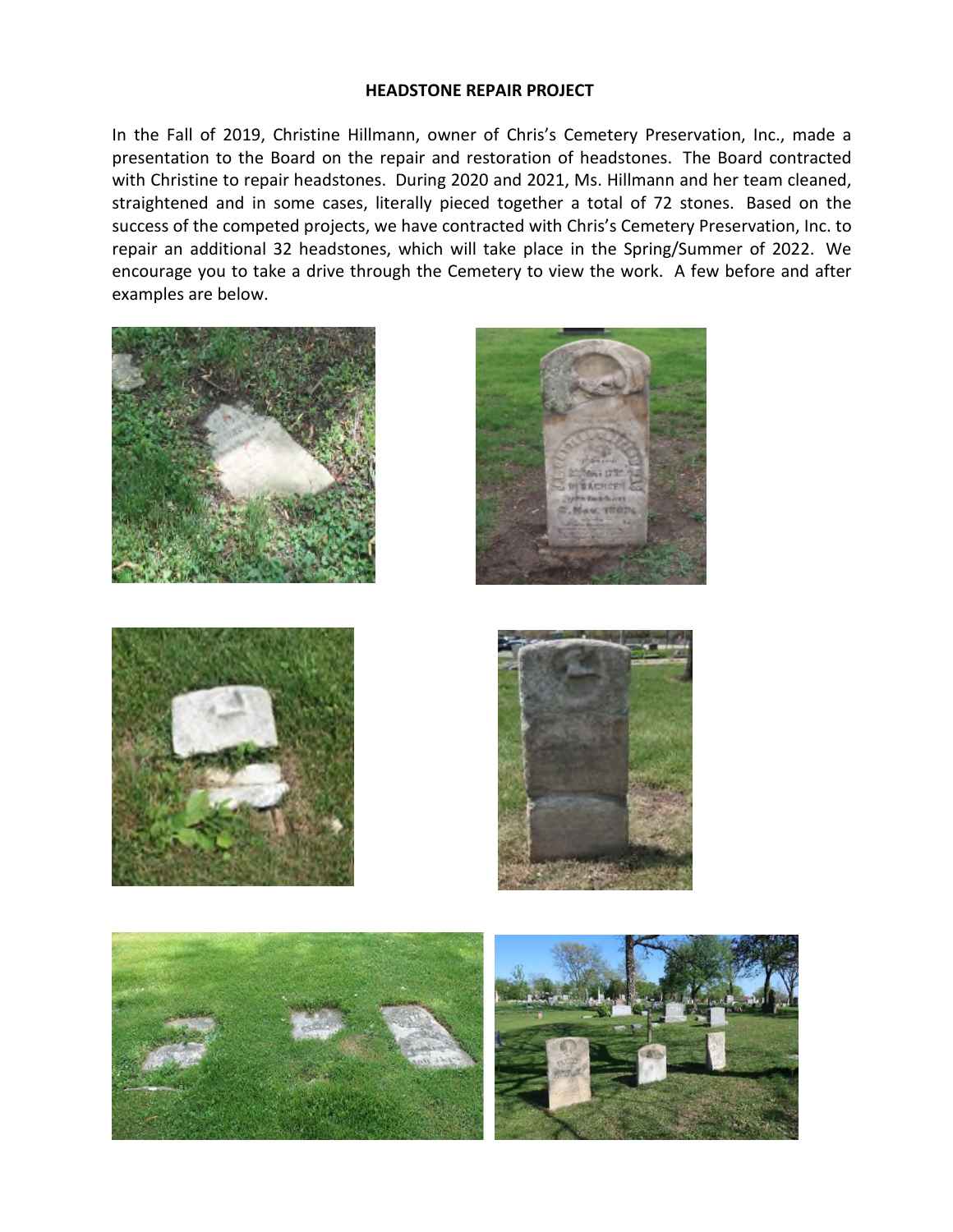**HEADSTONE REPAIR PROJECT**

In the Fall of 2019, Christine Hillmann, owner of Chris's Cemetery Preservation, Inc., made a presentation to the Board on the repair and restoration of headstones. The Board contracted with Christine to repair headstones. During 2020 and 2021, Ms. Hillmann and her team cleaned, straightened and in some cases, literally pieced together a total of 72 stones. Based on the success of the competed projects, we have contracted with Chris's Cemetery Preservation, Inc. to repair an additional 32 headstones, which will take place in the Spring/Summer of 2022. We encourage you to take a drive through the Cemetery to view the work. A few before and after examples are below.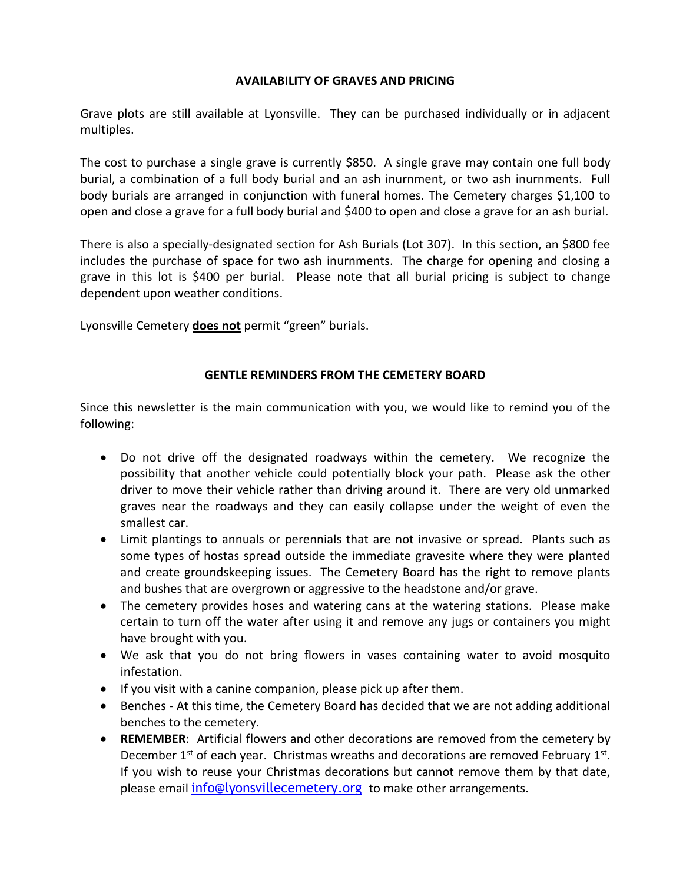## AVAILABILITY OF GRAVES AND PRICING

Grave plots are still available at Lyonsville. They can be purchased individually or in adjacent multiples.

The cost to purchase a single grave is currently $850. A single grave may contain one full body burial, a combination of a full body burial and an ash inurnment, or two ash inurnments. Full body burials are arranged in conjunction with funeral homes. The Cemetery charges $1,100 to open and close a grave for a full body burial and $400 to open and close a grave for an ash burial.

There is also a specially-designated section for Ash Burials (Lot 307). In this section, an $800 fee includes the purchase of space for two ash inurnments. The charge for opening and closing a grave in this lot is $400 per burial. Please note that all burial pricing is subject to change dependent upon weather conditions.

Lyonsville Cemetery **does not** permit "green" burials.

## GENTLE REMINDERS FROM THE CEMETERY BOARD

Since this newsletter is the main communication with you, we would like to remind you of the following:

- Do not drive off the designated roadways within the cemetery. We recognize the possibility that another vehicle could potentially block your path. Please ask the other driver to move their vehicle rather than driving around it. There are very old unmarked graves near the roadways and they can easily collapse under the weight of even the smallest car.
- Limit plantings to annuals or perennials that are not invasive or spread. Plants such as some types of hostas spread outside the immediate gravesite where they were planted and create groundskeeping issues. The Cemetery Board has the right to remove plants and bushes that are overgrown or aggressive to the headstone and/or grave.
- The cemetery provides hoses and watering cans at the watering stations. Please make certain to turn off the water after using it and remove any jugs or containers you might have brought with you.
- We ask that you do not bring flowers in vases containing water to avoid mosquito infestation.
- If you visit with a canine companion, please pick up after them.
- Benches - At this time, the Cemetery Board has decided that we are not adding additional benches to the cemetery.
- **REMEMBER**: Artificial flowers and other decorations are removed from the cemetery by December 1st of each year. Christmas wreaths and decorations are removed February 1st. If you wish to reuse your Christmas decorations but cannot remove them by that date, please email info@lyonsvillecemetery.org to make other arrangements.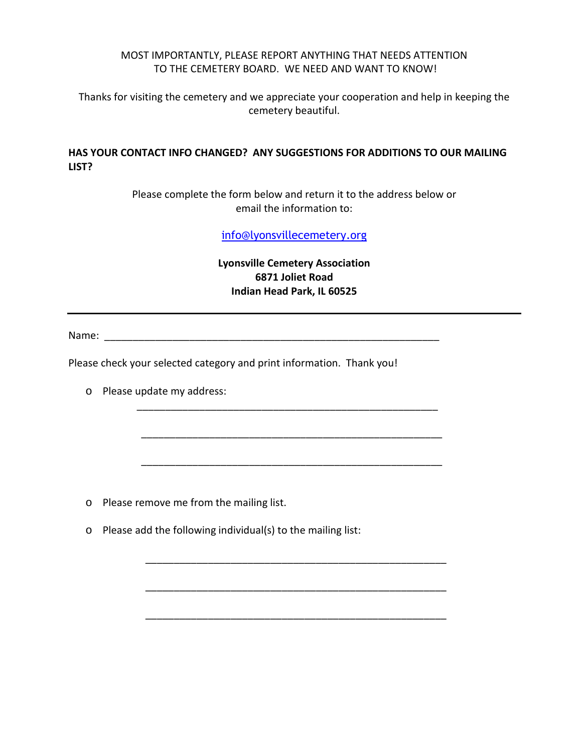MOST IMPORTANTLY, PLEASE REPORT ANYTHING THAT NEEDS ATTENTION TO THE CEMETERY BOARD. WE NEED AND WANT TO KNOW!

Thanks for visiting the cemetery and we appreciate your cooperation and help in keeping the cemetery beautiful.

**HAS YOUR CONTACT INFO CHANGED? ANY SUGGESTIONS FOR ADDITIONS TO OUR MAILING LIST?**

Please complete the form below and return it to the address below or email the information to:

info@lyonsvillecemetery.org

**Lyonsville Cemetery Association**
**6871 Joliet Road**
**Indian Head Park, IL 60525**

---

Name: ____________________________________________________________

Please check your selected category and print information. Thank you!

- o Please update my address:

  ______________________________________________________

  ______________________________________________________

  ______________________________________________________

- o Please remove me from the mailing list.

- o Please add the following individual(s) to the mailing list:

  ______________________________________________________

  ______________________________________________________

  ______________________________________________________